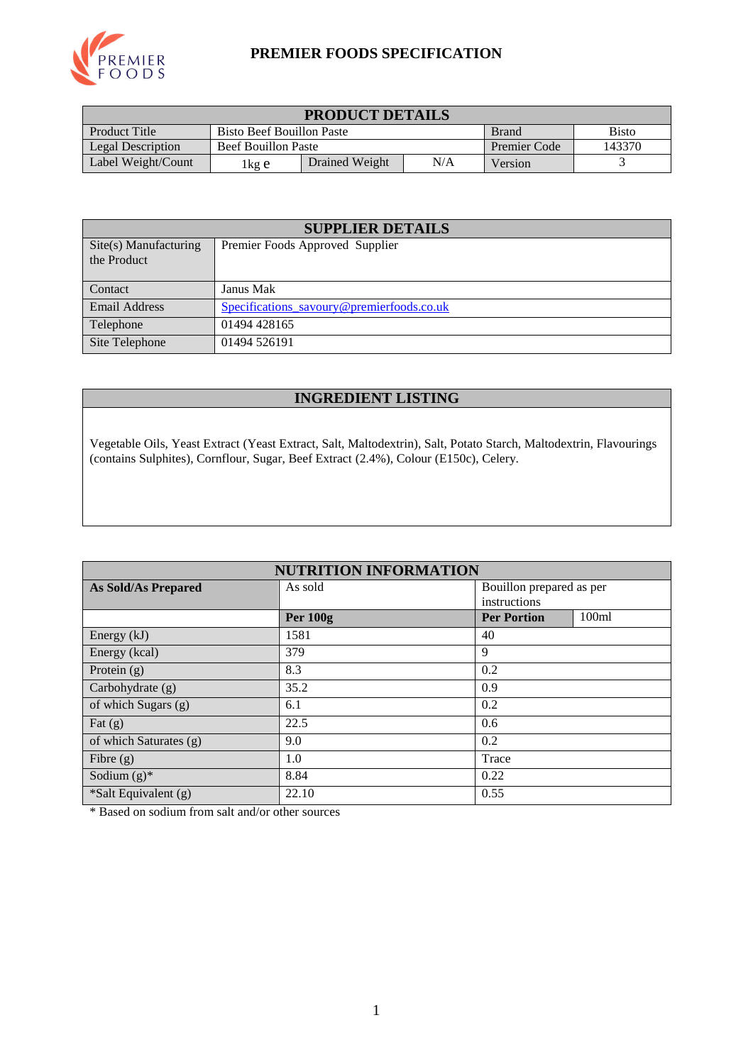# PREMIER FOODS SPECIFICATION

| PRODUCT DETAILS | | | | | |
|---|---|---|---|---|---|
| Product Title | Bisto Beef Bouillon Paste | | | Brand | Bisto |
| Legal Description | Beef Bouillon Paste | | | Premier Code | 143370 |
| Label Weight/Count | 1kg e | Drained Weight | N/A | Version | 3 |

| SUPPLIER DETAILS | |
|---|---|
| Site(s) Manufacturing the Product | Premier Foods Approved Supplier |
| Contact | Janus Mak |
| Email Address | Specifications_savoury@premierfoods.co.uk |
| Telephone | 01494 428165 |
| Site Telephone | 01494 526191 |

## INGREDIENT LISTING

Vegetable Oils, Yeast Extract (Yeast Extract, Salt, Maltodextrin), Salt, Potato Starch, Maltodextrin, Flavourings (contains Sulphites), Cornflour, Sugar, Beef Extract (2.4%), Colour (E150c), Celery.

| NUTRITION INFORMATION | | | |
|---|---|---|---|
| **As Sold/As Prepared** | As sold | Bouillon prepared as per instructions | |
| | **Per 100g** | **Per Portion** | 100ml |
| Energy (kJ) | 1581 | 40 | |
| Energy (kcal) | 379 | 9 | |
| Protein (g) | 8.3 | 0.2 | |
| Carbohydrate (g) | 35.2 | 0.9 | |
| of which Sugars (g) | 6.1 | 0.2 | |
| Fat (g) | 22.5 | 0.6 | |
| of which Saturates (g) | 9.0 | 0.2 | |
| Fibre (g) | 1.0 | Trace | |
| Sodium (g)* | 8.84 | 0.22 | |
| *Salt Equivalent (g) | 22.10 | 0.55 | |

* Based on sodium from salt and/or other sources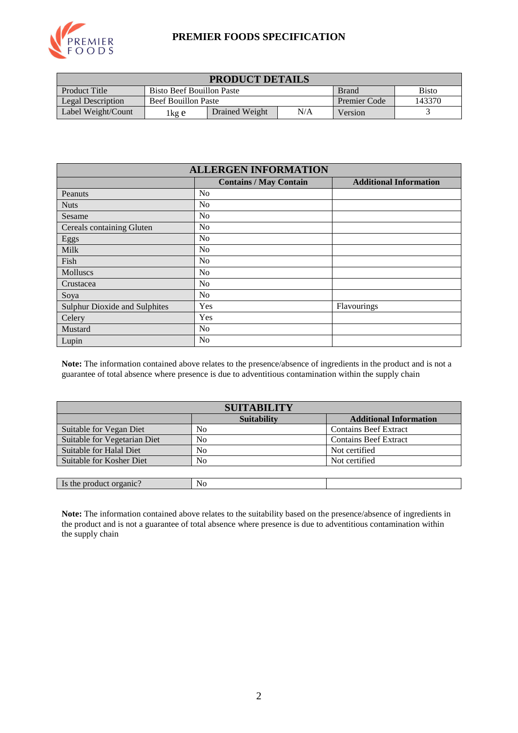# PREMIER FOODS SPECIFICATION

| PRODUCT DETAILS | | | | | |
|---|---|---|---|---|---|
| Product Title | Bisto Beef Bouillon Paste | | | Brand | Bisto |
| Legal Description | Beef Bouillon Paste | | | Premier Code | 143370 |
| Label Weight/Count | 1kg e | Drained Weight | N/A | Version | 3 |

| ALLERGEN INFORMATION | | |
|---|---|---|
| | **Contains / May Contain** | **Additional Information** |
| Peanuts | No | |
| Nuts | No | |
| Sesame | No | |
| Cereals containing Gluten | No | |
| Eggs | No | |
| Milk | No | |
| Fish | No | |
| Molluscs | No | |
| Crustacea | No | |
| Soya | No | |
| Sulphur Dioxide and Sulphites | Yes | Flavourings |
| Celery | Yes | |
| Mustard | No | |
| Lupin | No | |

**Note:** The information contained above relates to the presence/absence of ingredients in the product and is not a guarantee of total absence where presence is due to adventitious contamination within the supply chain

| SUITABILITY | | |
|---|---|---|
| | **Suitability** | **Additional Information** |
| Suitable for Vegan Diet | No | Contains Beef Extract |
| Suitable for Vegetarian Diet | No | Contains Beef Extract |
| Suitable for Halal Diet | No | Not certified |
| Suitable for Kosher Diet | No | Not certified |

| Is the product organic? | No | |
|---|---|---|

**Note:** The information contained above relates to the suitability based on the presence/absence of ingredients in the product and is not a guarantee of total absence where presence is due to adventitious contamination within the supply chain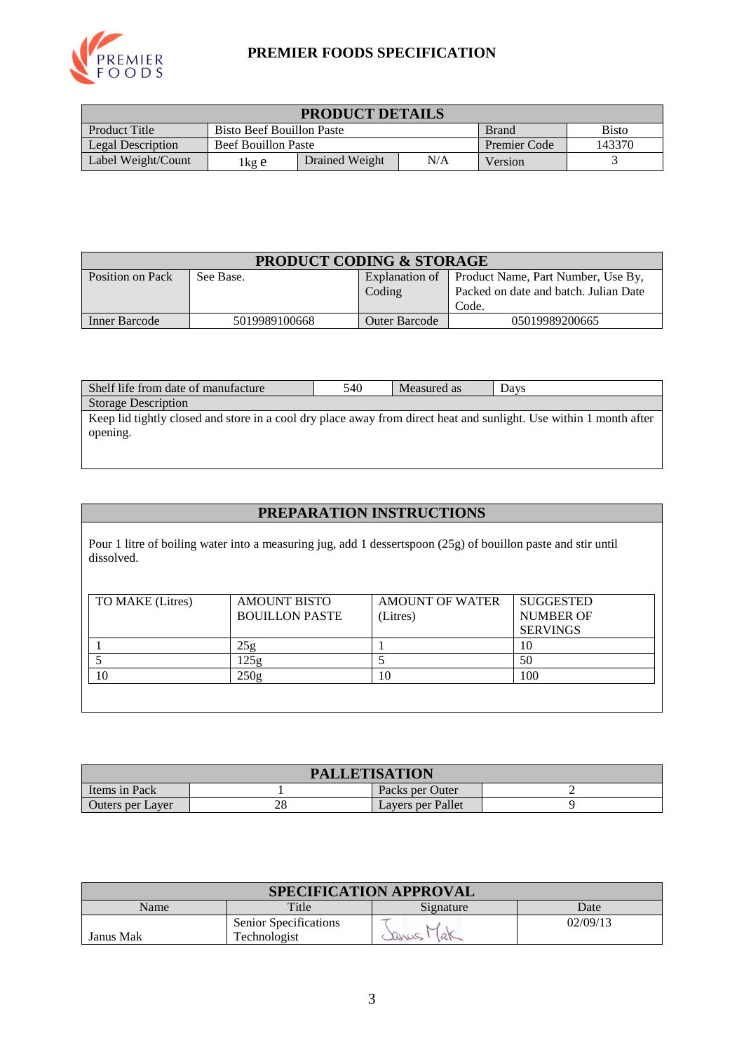# PREMIER FOODS SPECIFICATION

| PRODUCT DETAILS | | | | | |
|---|---|---|---|---|---|
| Product Title | Bisto Beef Bouillon Paste | | | Brand | Bisto |
| Legal Description | Beef Bouillon Paste | | | Premier Code | 143370 |
| Label Weight/Count | 1kg e | Drained Weight | N/A | Version | 3 |

| PRODUCT CODING & STORAGE | | | |
|---|---|---|---|
| Position on Pack | See Base. | Explanation of Coding | Product Name, Part Number, Use By, Packed on date and batch. Julian Date Code. |
| Inner Barcode | 5019989100668 | Outer Barcode | 05019989200665 |

| | | | |
|---|---|---|---|
| Shelf life from date of manufacture | 540 | Measured as | Days |
| Storage Description | | | |
| Keep lid tightly closed and store in a cool dry place away from direct heat and sunlight. Use within 1 month after opening. | | | |

## PREPARATION INSTRUCTIONS

Pour 1 litre of boiling water into a measuring jug, add 1 dessertspoon (25g) of bouillon paste and stir until dissolved.

| TO MAKE (Litres) | AMOUNT BISTO BOUILLON PASTE | AMOUNT OF WATER (Litres) | SUGGESTED NUMBER OF SERVINGS |
|---|---|---|---|
| 1 | 25g | 1 | 10 |
| 5 | 125g | 5 | 50 |
| 10 | 250g | 10 | 100 |

| PALLETISATION | | | |
|---|---|---|---|
| Items in Pack | 1 | Packs per Outer | 2 |
| Outers per Layer | 28 | Layers per Pallet | 9 |

| SPECIFICATION APPROVAL | | | |
|---|---|---|---|
| Name | Title | Signature | Date |
| Janus Mak | Senior Specifications Technologist | Janus Mak | 02/09/13 |